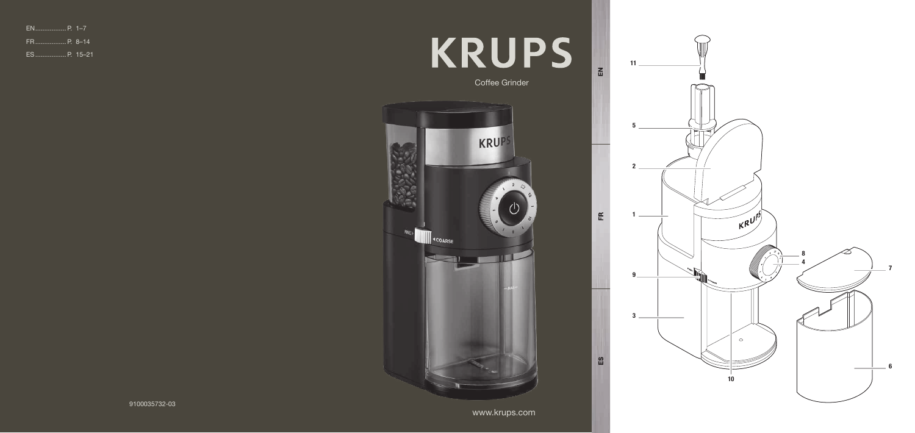EN................. P. 1–7
FR................. P. 8–14
ES................. P. 15–21

# KRUPS

Coffee Grinder

9100035732-03

www.krups.com

EN

FR

ES

11

5

2

1

8

4

7

9

3

10

6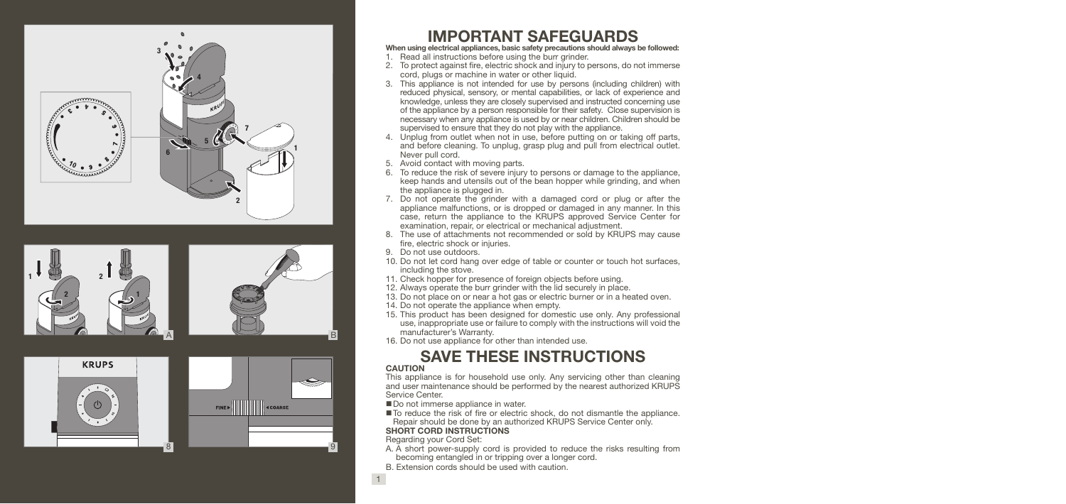# IMPORTANT SAFEGUARDS

**When using electrical appliances, basic safety precautions should always be followed:**

1. Read all instructions before using the burr grinder.
2. To protect against fire, electric shock and injury to persons, do not immerse cord, plugs or machine in water or other liquid.
3. This appliance is not intended for use by persons (including children) with reduced physical, sensory, or mental capabilities, or lack of experience and knowledge, unless they are closely supervised and instructed concerning use of the appliance by a person responsible for their safety. Close supervision is necessary when any appliance is used by or near children. Children should be supervised to ensure that they do not play with the appliance.
4. Unplug from outlet when not in use, before putting on or taking off parts, and before cleaning. To unplug, grasp plug and pull from electrical outlet. Never pull cord.
5. Avoid contact with moving parts.
6. To reduce the risk of severe injury to persons or damage to the appliance, keep hands and utensils out of the bean hopper while grinding, and when the appliance is plugged in.
7. Do not operate the grinder with a damaged cord or plug or after the appliance malfunctions, or is dropped or damaged in any manner. In this case, return the appliance to the KRUPS approved Service Center for examination, repair, or electrical or mechanical adjustment.
8. The use of attachments not recommended or sold by KRUPS may cause fire, electric shock or injuries.
9. Do not use outdoors.
10. Do not let cord hang over edge of table or counter or touch hot surfaces, including the stove.
11. Check hopper for presence of foreign objects before using.
12. Always operate the burr grinder with the lid securely in place.
13. Do not place on or near a hot gas or electric burner or in a heated oven.
14. Do not operate the appliance when empty.
15. This product has been designed for domestic use only. Any professional use, inappropriate use or failure to comply with the instructions will void the manufacturer's Warranty.
16. Do not use appliance for other than intended use.

# SAVE THESE INSTRUCTIONS

**CAUTION**

This appliance is for household use only. Any servicing other than cleaning and user maintenance should be performed by the nearest authorized KRUPS Service Center.

- Do not immerse appliance in water.
- To reduce the risk of fire or electric shock, do not dismantle the appliance. Repair should be done by an authorized KRUPS Service Center only.

**SHORT CORD INSTRUCTIONS**

Regarding your Cord Set:

A. A short power-supply cord is provided to reduce the risks resulting from becoming entangled in or tripping over a longer cord.

B. Extension cords should be used with caution.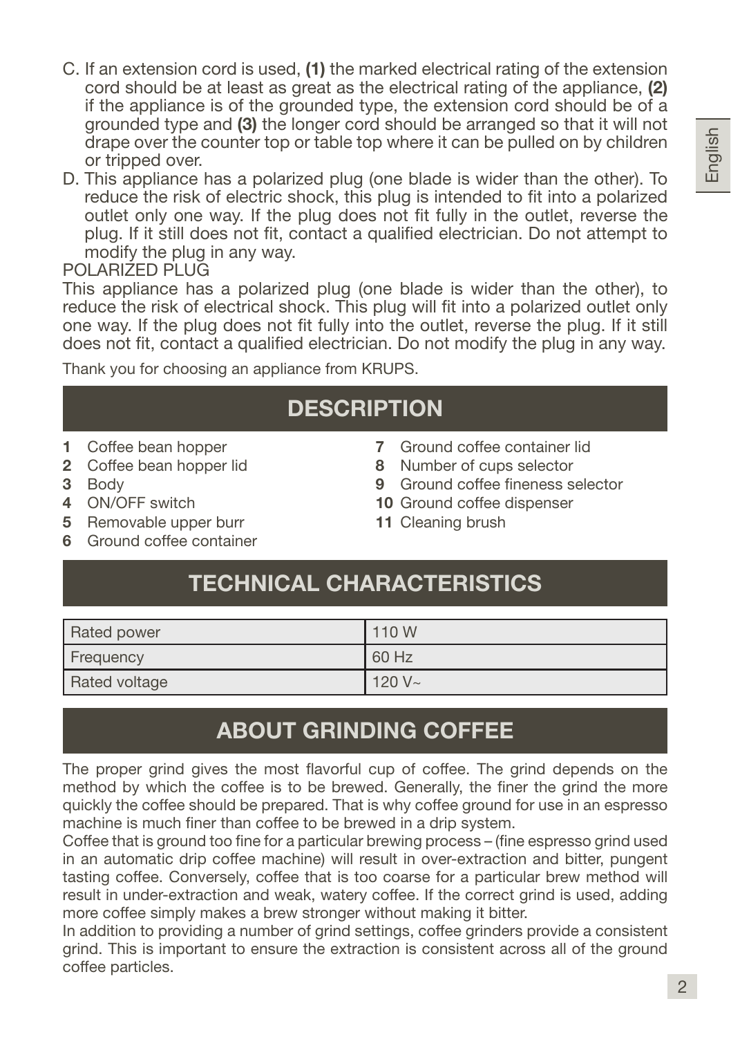C. If an extension cord is used, **(1)** the marked electrical rating of the extension cord should be at least as great as the electrical rating of the appliance, **(2)** if the appliance is of the grounded type, the extension cord should be of a grounded type and **(3)** the longer cord should be arranged so that it will not drape over the counter top or table top where it can be pulled on by children or tripped over.

D. This appliance has a polarized plug (one blade is wider than the other). To reduce the risk of electric shock, this plug is intended to fit into a polarized outlet only one way. If the plug does not fit fully in the outlet, reverse the plug. If it still does not fit, contact a qualified electrician. Do not attempt to modify the plug in any way.

POLARIZED PLUG

This appliance has a polarized plug (one blade is wider than the other), to reduce the risk of electrical shock. This plug will fit into a polarized outlet only one way. If the plug does not fit fully into the outlet, reverse the plug. If it still does not fit, contact a qualified electrician. Do not modify the plug in any way.

Thank you for choosing an appliance from KRUPS.

## DESCRIPTION

1. Coffee bean hopper
2. Coffee bean hopper lid
3. Body
4. ON/OFF switch
5. Removable upper burr
6. Ground coffee container
7. Ground coffee container lid
8. Number of cups selector
9. Ground coffee fineness selector
10. Ground coffee dispenser
11. Cleaning brush

## TECHNICAL CHARACTERISTICS

| Rated power | 110 W |
|---|---|
| Frequency | 60 Hz |
| Rated voltage | 120 V~ |

## ABOUT GRINDING COFFEE

The proper grind gives the most flavorful cup of coffee. The grind depends on the method by which the coffee is to be brewed. Generally, the finer the grind the more quickly the coffee should be prepared. That is why coffee ground for use in an espresso machine is much finer than coffee to be brewed in a drip system.

Coffee that is ground too fine for a particular brewing process – (fine espresso grind used in an automatic drip coffee machine) will result in over-extraction and bitter, pungent tasting coffee. Conversely, coffee that is too coarse for a particular brew method will result in under-extraction and weak, watery coffee. If the correct grind is used, adding more coffee simply makes a brew stronger without making it bitter.

In addition to providing a number of grind settings, coffee grinders provide a consistent grind. This is important to ensure the extraction is consistent across all of the ground coffee particles.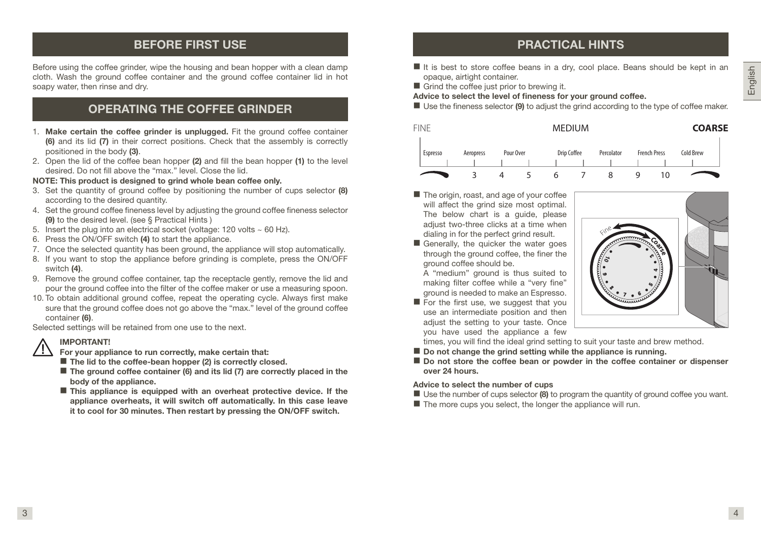## BEFORE FIRST USE

Before using the coffee grinder, wipe the housing and bean hopper with a clean damp cloth. Wash the ground coffee container and the ground coffee container lid in hot soapy water, then rinse and dry.

## OPERATING THE COFFEE GRINDER

1. **Make certain the coffee grinder is unplugged.** Fit the ground coffee container **(6)** and its lid **(7)** in their correct positions. Check that the assembly is correctly positioned in the body **(3)**.
2. Open the lid of the coffee bean hopper **(2)** and fill the bean hopper **(1)** to the level desired. Do not fill above the "max." level. Close the lid.

**NOTE: This product is designed to grind whole bean coffee only.**

3. Set the quantity of ground coffee by positioning the number of cups selector **(8)** according to the desired quantity.
4. Set the ground coffee fineness level by adjusting the ground coffee fineness selector **(9)** to the desired level. (see § Practical Hints )
5. Insert the plug into an electrical socket (voltage: 120 volts ~ 60 Hz).
6. Press the ON/OFF switch **(4)** to start the appliance.
7. Once the selected quantity has been ground, the appliance will stop automatically.
8. If you want to stop the appliance before grinding is complete, press the ON/OFF switch **(4)**.
9. Remove the ground coffee container, tap the receptacle gently, remove the lid and pour the ground coffee into the filter of the coffee maker or use a measuring spoon.
10. To obtain additional ground coffee, repeat the operating cycle. Always first make sure that the ground coffee does not go above the "max." level of the ground coffee container **(6)**.

Selected settings will be retained from one use to the next.

**IMPORTANT!**

**For your appliance to run correctly, make certain that:**

- **The lid to the coffee-bean hopper (2) is correctly closed.**
- **The ground coffee container (6) and its lid (7) are correctly placed in the body of the appliance.**
- **This appliance is equipped with an overheat protective device. If the appliance overheats, it will switch off automatically. In this case leave it to cool for 30 minutes. Then restart by pressing the ON/OFF switch.**

## PRACTICAL HINTS

- It is best to store coffee beans in a dry, cool place. Beans should be kept in an opaque, airtight container.
- Grind the coffee just prior to brewing it.

**Advice to select the level of fineness for your ground coffee.**

- Use the fineness selector **(9)** to adjust the grind according to the type of coffee maker.

FINE — MEDIUM — **COARSE**

| Espresso | Aeropress | Pour Over | Drip Coffee | Percolator | French Press | Cold Brew |
|---|---|---|---|---|---|---|
| (finest) | 3 – 4 | 4 – 5 | 6 – 7 | 7 – 8 | 9 – 10 | (coarsest) |

- The origin, roast, and age of your coffee will affect the grind size most optimal. The below chart is a guide, please adjust two-three clicks at a time when dialing in for the perfect grind result.
- Generally, the quicker the water goes through the ground coffee, the finer the ground coffee should be.
  A "medium" ground is thus suited to making filter coffee while a "very fine" ground is needed to make an Espresso.
- For the first use, we suggest that you use an intermediate position and then adjust the setting to your taste. Once you have used the appliance a few times, you will find the ideal grind setting to suit your taste and brew method.
- **Do not change the grind setting while the appliance is running.**
- **Do not store the coffee bean or powder in the coffee container or dispenser over 24 hours.**

**Advice to select the number of cups**

- Use the number of cups selector **(8)** to program the quantity of ground coffee you want.
- The more cups you select, the longer the appliance will run.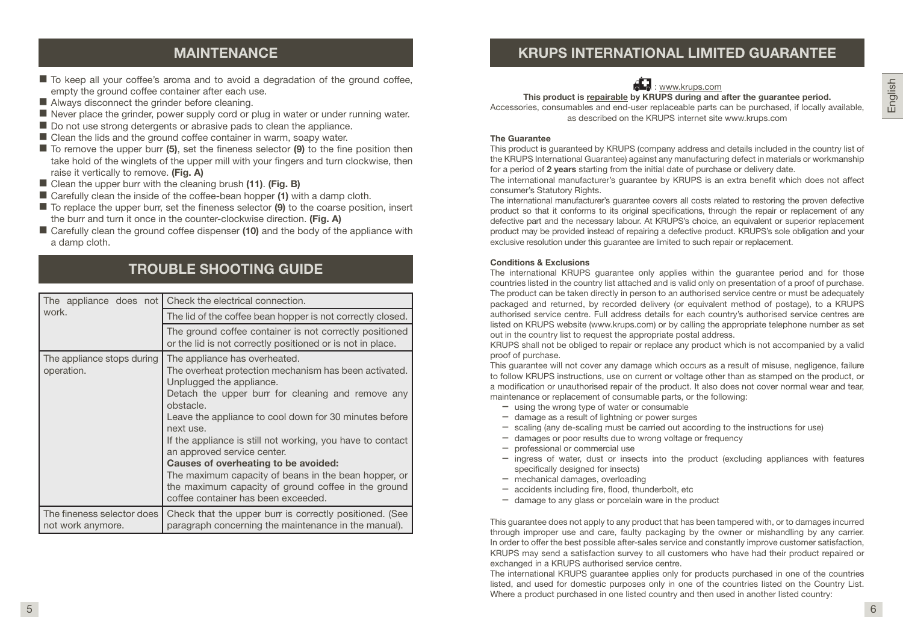## MAINTENANCE

- To keep all your coffee's aroma and to avoid a degradation of the ground coffee, empty the ground coffee container after each use.
- Always disconnect the grinder before cleaning.
- Never place the grinder, power supply cord or plug in water or under running water.
- Do not use strong detergents or abrasive pads to clean the appliance.
- Clean the lids and the ground coffee container in warm, soapy water.
- To remove the upper burr **(5)**, set the fineness selector **(9)** to the fine position then take hold of the winglets of the upper mill with your fingers and turn clockwise, then raise it vertically to remove. **(Fig. A)**
- Clean the upper burr with the cleaning brush **(11)**. **(Fig. B)**
- Carefully clean the inside of the coffee-bean hopper **(1)** with a damp cloth.
- To replace the upper burr, set the fineness selector **(9)** to the coarse position, insert the burr and turn it once in the counter-clockwise direction. **(Fig. A)**
- Carefully clean the ground coffee dispenser **(10)** and the body of the appliance with a damp cloth.

## TROUBLE SHOOTING GUIDE

| | |
|---|---|
| The appliance does not work. | Check the electrical connection. |
| | The lid of the coffee bean hopper is not correctly closed. |
| | The ground coffee container is not correctly positioned or the lid is not correctly positioned or is not in place. |
| The appliance stops during operation. | The appliance has overheated.<br>The overheat protection mechanism has been activated.<br>Unplugged the appliance.<br>Detach the upper burr for cleaning and remove any obstacle.<br>Leave the appliance to cool down for 30 minutes before next use.<br>If the appliance is still not working, you have to contact an approved service center.<br>**Causes of overheating to be avoided:**<br>The maximum capacity of beans in the bean hopper, or the maximum capacity of ground coffee in the ground coffee container has been exceeded. |
| The fineness selector does not work anymore. | Check that the upper burr is correctly positioned. (See paragraph concerning the maintenance in the manual). |

## KRUPS INTERNATIONAL LIMITED GUARANTEE

: www.krups.com

**This product is repairable by KRUPS during and after the guarantee period.**

Accessories, consumables and end-user replaceable parts can be purchased, if locally available, as described on the KRUPS internet site www.krups.com

**The Guarantee**

This product is guaranteed by KRUPS (company address and details included in the country list of the KRUPS International Guarantee) against any manufacturing defect in materials or workmanship for a period of **2 years** starting from the initial date of purchase or delivery date.

The international manufacturer's guarantee by KRUPS is an extra benefit which does not affect consumer's Statutory Rights.

The international manufacturer's guarantee covers all costs related to restoring the proven defective product so that it conforms to its original specifications, through the repair or replacement of any defective part and the necessary labour. At KRUPS's choice, an equivalent or superior replacement product may be provided instead of repairing a defective product. KRUPS's sole obligation and your exclusive resolution under this guarantee are limited to such repair or replacement.

**Conditions & Exclusions**

The international KRUPS guarantee only applies within the guarantee period and for those countries listed in the country list attached and is valid only on presentation of a proof of purchase. The product can be taken directly in person to an authorised service centre or must be adequately packaged and returned, by recorded delivery (or equivalent method of postage), to a KRUPS authorised service centre. Full address details for each country's authorised service centres are listed on KRUPS website (www.krups.com) or by calling the appropriate telephone number as set out in the country list to request the appropriate postal address.

KRUPS shall not be obliged to repair or replace any product which is not accompanied by a valid proof of purchase.

This guarantee will not cover any damage which occurs as a result of misuse, negligence, failure to follow KRUPS instructions, use on current or voltage other than as stamped on the product, or a modification or unauthorised repair of the product. It also does not cover normal wear and tear, maintenance or replacement of consumable parts, or the following:

- using the wrong type of water or consumable
- damage as a result of lightning or power surges
- scaling (any de-scaling must be carried out according to the instructions for use)
- damages or poor results due to wrong voltage or frequency
- professional or commercial use
- ingress of water, dust or insects into the product (excluding appliances with features specifically designed for insects)
- mechanical damages, overloading
- accidents including fire, flood, thunderbolt, etc
- damage to any glass or porcelain ware in the product

This guarantee does not apply to any product that has been tampered with, or to damages incurred through improper use and care, faulty packaging by the owner or mishandling by any carrier. In order to offer the best possible after-sales service and constantly improve customer satisfaction, KRUPS may send a satisfaction survey to all customers who have had their product repaired or exchanged in a KRUPS authorised service centre.

The international KRUPS guarantee applies only for products purchased in one of the countries listed, and used for domestic purposes only in one of the countries listed on the Country List. Where a product purchased in one listed country and then used in another listed country: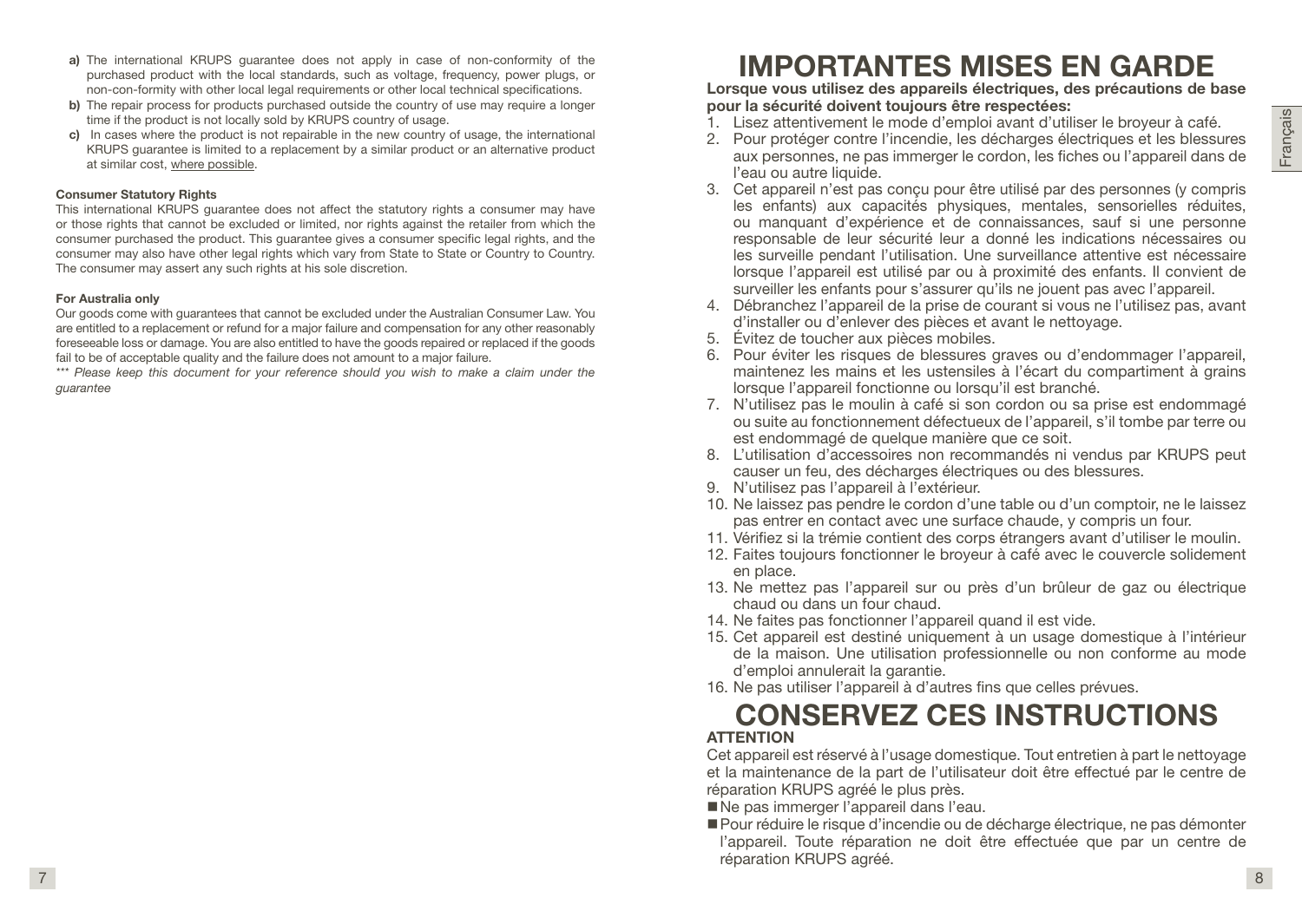a) The international KRUPS guarantee does not apply in case of non-conformity of the purchased product with the local standards, such as voltage, frequency, power plugs, or non-con-formity with other local legal requirements or other local technical specifications.

b) The repair process for products purchased outside the country of use may require a longer time if the product is not locally sold by KRUPS country of usage.

c) In cases where the product is not repairable in the new country of usage, the international KRUPS guarantee is limited to a replacement by a similar product or an alternative product at similar cost, where possible.

**Consumer Statutory Rights**

This international KRUPS guarantee does not affect the statutory rights a consumer may have or those rights that cannot be excluded or limited, nor rights against the retailer from which the consumer purchased the product. This guarantee gives a consumer specific legal rights, and the consumer may also have other legal rights which vary from State to State or Country to Country. The consumer may assert any such rights at his sole discretion.

**For Australia only**

Our goods come with guarantees that cannot be excluded under the Australian Consumer Law. You are entitled to a replacement or refund for a major failure and compensation for any other reasonably foreseeable loss or damage. You are also entitled to have the goods repaired or replaced if the goods fail to be of acceptable quality and the failure does not amount to a major failure.

*\*\*\* Please keep this document for your reference should you wish to make a claim under the guarantee*

# IMPORTANTES MISES EN GARDE

**Lorsque vous utilisez des appareils électriques, des précautions de base pour la sécurité doivent toujours être respectées:**

1. Lisez attentivement le mode d'emploi avant d'utiliser le broyeur à café.
2. Pour protéger contre l'incendie, les décharges électriques et les blessures aux personnes, ne pas immerger le cordon, les fiches ou l'appareil dans de l'eau ou autre liquide.
3. Cet appareil n'est pas conçu pour être utilisé par des personnes (y compris les enfants) aux capacités physiques, mentales, sensorielles réduites, ou manquant d'expérience et de connaissances, sauf si une personne responsable de leur sécurité leur a donné les indications nécessaires ou les surveille pendant l'utilisation. Une surveillance attentive est nécessaire lorsque l'appareil est utilisé par ou à proximité des enfants. Il convient de surveiller les enfants pour s'assurer qu'ils ne jouent pas avec l'appareil.
4. Débranchez l'appareil de la prise de courant si vous ne l'utilisez pas, avant d'installer ou d'enlever des pièces et avant le nettoyage.
5. Évitez de toucher aux pièces mobiles.
6. Pour éviter les risques de blessures graves ou d'endommager l'appareil, maintenez les mains et les ustensiles à l'écart du compartiment à grains lorsque l'appareil fonctionne ou lorsqu'il est branché.
7. N'utilisez pas le moulin à café si son cordon ou sa prise est endommagé ou suite au fonctionnement défectueux de l'appareil, s'il tombe par terre ou est endommagé de quelque manière que ce soit.
8. L'utilisation d'accessoires non recommandés ni vendus par KRUPS peut causer un feu, des décharges électriques ou des blessures.
9. N'utilisez pas l'appareil à l'extérieur.
10. Ne laissez pas pendre le cordon d'une table ou d'un comptoir, ne le laissez pas entrer en contact avec une surface chaude, y compris un four.
11. Vérifiez si la trémie contient des corps étrangers avant d'utiliser le moulin.
12. Faites toujours fonctionner le broyeur à café avec le couvercle solidement en place.
13. Ne mettez pas l'appareil sur ou près d'un brûleur de gaz ou électrique chaud ou dans un four chaud.
14. Ne faites pas fonctionner l'appareil quand il est vide.
15. Cet appareil est destiné uniquement à un usage domestique à l'intérieur de la maison. Une utilisation professionnelle ou non conforme au mode d'emploi annulerait la garantie.
16. Ne pas utiliser l'appareil à d'autres fins que celles prévues.

# CONSERVEZ CES INSTRUCTIONS

**ATTENTION**

Cet appareil est réservé à l'usage domestique. Tout entretien à part le nettoyage et la maintenance de la part de l'utilisateur doit être effectué par le centre de réparation KRUPS agréé le plus près.

- Ne pas immerger l'appareil dans l'eau.
- Pour réduire le risque d'incendie ou de décharge électrique, ne pas démonter l'appareil. Toute réparation ne doit être effectuée que par un centre de réparation KRUPS agréé.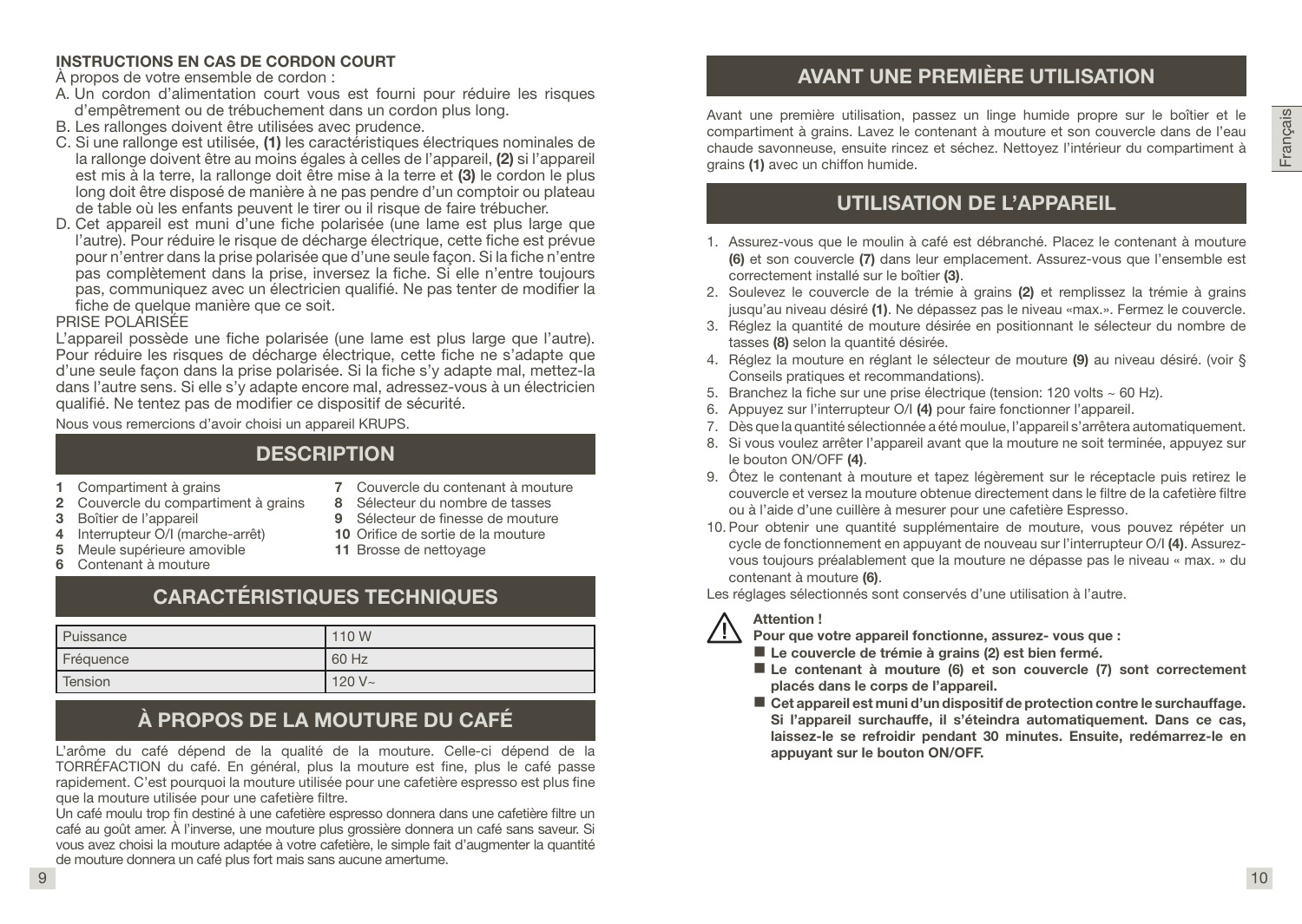**INSTRUCTIONS EN CAS DE CORDON COURT**

À propos de votre ensemble de cordon :

A. Un cordon d'alimentation court vous est fourni pour réduire les risques d'empêtrement ou de trébuchement dans un cordon plus long.
B. Les rallonges doivent être utilisées avec prudence.
C. Si une rallonge est utilisée, **(1)** les caractéristiques électriques nominales de la rallonge doivent être au moins égales à celles de l'appareil, **(2)** si l'appareil est mis à la terre, la rallonge doit être mise à la terre et **(3)** le cordon le plus long doit être disposé de manière à ne pas pendre d'un comptoir ou plateau de table où les enfants peuvent le tirer ou il risque de faire trébucher.
D. Cet appareil est muni d'une fiche polarisée (une lame est plus large que l'autre). Pour réduire le risque de décharge électrique, cette fiche est prévue pour n'entrer dans la prise polarisée que d'une seule façon. Si la fiche n'entre pas complètement dans la prise, inversez la fiche. Si elle n'entre toujours pas, communiquez avec un électricien qualifié. Ne pas tenter de modifier la fiche de quelque manière que ce soit.

PRISE POLARISÉE

L'appareil possède une fiche polarisée (une lame est plus large que l'autre). Pour réduire les risques de décharge électrique, cette fiche ne s'adapte que d'une seule façon dans la prise polarisée. Si la fiche s'y adapte mal, mettez-la dans l'autre sens. Si elle s'y adapte encore mal, adressez-vous à un électricien qualifié. Ne tentez pas de modifier ce dispositif de sécurité.

Nous vous remercions d'avoir choisi un appareil KRUPS.

## DESCRIPTION

**1** Compartiment à grains
**2** Couvercle du compartiment à grains
**3** Boîtier de l'appareil
**4** Interrupteur O/I (marche-arrêt)
**5** Meule supérieure amovible
**6** Contenant à mouture
**7** Couvercle du contenant à mouture
**8** Sélecteur du nombre de tasses
**9** Sélecteur de finesse de mouture
**10** Orifice de sortie de la mouture
**11** Brosse de nettoyage

## CARACTÉRISTIQUES TECHNIQUES

| Puissance | 110 W |
|---|---|
| Fréquence | 60 Hz |
| Tension | 120 V~ |

## À PROPOS DE LA MOUTURE DU CAFÉ

L'arôme du café dépend de la qualité de la mouture. Celle-ci dépend de la TORRÉFACTION du café. En général, plus la mouture est fine, plus le café passe rapidement. C'est pourquoi la mouture utilisée pour une cafetière espresso est plus fine que la mouture utilisée pour une cafetière filtre.

Un café moulu trop fin destiné à une cafetière espresso donnera dans une cafetière filtre un café au goût amer. À l'inverse, une mouture plus grossière donnera un café sans saveur. Si vous avez choisi la mouture adaptée à votre cafetière, le simple fait d'augmenter la quantité de mouture donnera un café plus fort mais sans aucune amertume.

## AVANT UNE PREMIÈRE UTILISATION

Avant une première utilisation, passez un linge humide propre sur le boîtier et le compartiment à grains. Lavez le contenant à mouture et son couvercle dans de l'eau chaude savonneuse, ensuite rincez et séchez. Nettoyez l'intérieur du compartiment à grains **(1)** avec un chiffon humide.

## UTILISATION DE L'APPAREIL

1. Assurez-vous que le moulin à café est débranché. Placez le contenant à mouture **(6)** et son couvercle **(7)** dans leur emplacement. Assurez-vous que l'ensemble est correctement installé sur le boîtier **(3)**.
2. Soulevez le couvercle de la trémie à grains **(2)** et remplissez la trémie à grains jusqu'au niveau désiré **(1)**. Ne dépassez pas le niveau «max.». Fermez le couvercle.
3. Réglez la quantité de mouture désirée en positionnant le sélecteur du nombre de tasses **(8)** selon la quantité désirée.
4. Réglez la mouture en réglant le sélecteur de mouture **(9)** au niveau désiré. (voir § Conseils pratiques et recommandations).
5. Branchez la fiche sur une prise électrique (tension: 120 volts ~ 60 Hz).
6. Appuyez sur l'interrupteur O/I **(4)** pour faire fonctionner l'appareil.
7. Dès que la quantité sélectionnée a été moulue, l'appareil s'arrêtera automatiquement.
8. Si vous voulez arrêter l'appareil avant que la mouture ne soit terminée, appuyez sur le bouton ON/OFF **(4)**.
9. Ôtez le contenant à mouture et tapez légèrement sur le réceptacle puis retirez le couvercle et versez la mouture obtenue directement dans le filtre de la cafetière filtre ou à l'aide d'une cuillère à mesurer pour une cafetière Espresso.
10. Pour obtenir une quantité supplémentaire de mouture, vous pouvez répéter un cycle de fonctionnement en appuyant de nouveau sur l'interrupteur O/I **(4)**. Assurez-vous toujours préalablement que la mouture ne dépasse pas le niveau « max. » du contenant à mouture **(6)**.

Les réglages sélectionnés sont conservés d'une utilisation à l'autre.

**Attention !**

**Pour que votre appareil fonctionne, assurez- vous que :**

- **Le couvercle de trémie à grains (2) est bien fermé.**
- **Le contenant à mouture (6) et son couvercle (7) sont correctement placés dans le corps de l'appareil.**
- **Cet appareil est muni d'un dispositif de protection contre le surchauffage. Si l'appareil surchauffe, il s'éteindra automatiquement. Dans ce cas, laissez-le se refroidir pendant 30 minutes. Ensuite, redémarrez-le en appuyant sur le bouton ON/OFF.**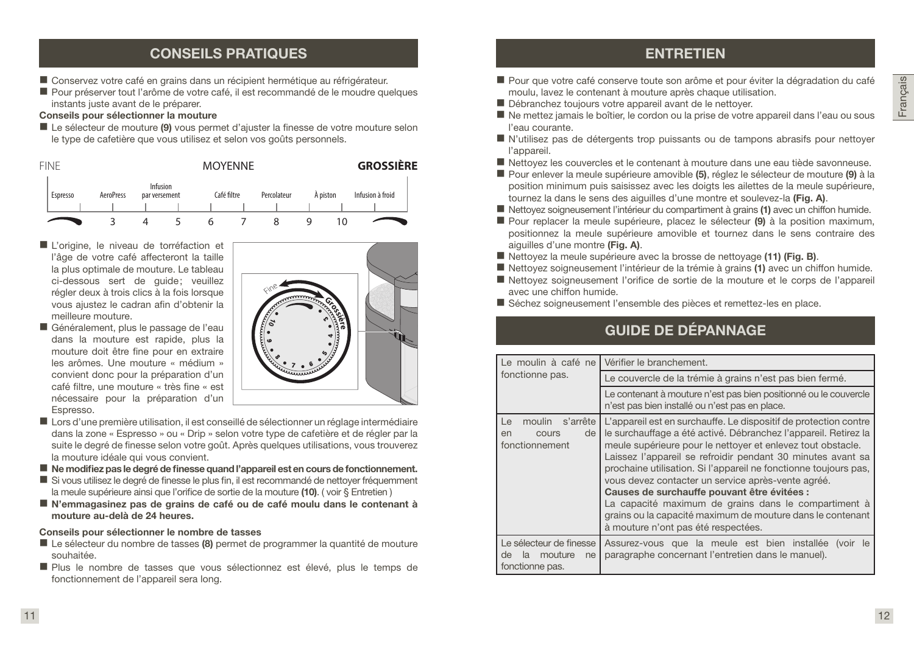## CONSEILS PRATIQUES

- Conservez votre café en grains dans un récipient hermétique au réfrigérateur.
- Pour préserver tout l'arôme de votre café, il est recommandé de le moudre quelques instants juste avant de le préparer.

**Conseils pour sélectionner la mouture**

- Le sélecteur de mouture **(9)** vous permet d'ajuster la finesse de votre mouture selon le type de cafetière que vous utilisez et selon vos goûts personnels.

| FINE | | | | MOYENNE | | | | | GROSSIÈRE |
|---|---|---|---|---|---|---|---|---|---|
| Espresso | AeroPress | Infusion par versement | | Café filtre | | Percolateur | | À piston | Infusion à froid |
| | 3 | 4 | 5 | 6 | 7 | 8 | 9 | 10 | |

- L'origine, le niveau de torréfaction et l'âge de votre café affecteront la taille la plus optimale de mouture. Le tableau ci-dessous sert de guide; veuillez régler deux à trois clics à la fois lorsque vous ajustez le cadran afin d'obtenir la meilleure mouture.
- Généralement, plus le passage de l'eau dans la mouture est rapide, plus la mouture doit être fine pour en extraire les arômes. Une mouture « médium » convient donc pour la préparation d'un café filtre, une mouture « très fine « est nécessaire pour la préparation d'un Espresso.
- Lors d'une première utilisation, il est conseillé de sélectionner un réglage intermédiaire dans la zone « Espresso » ou « Drip » selon votre type de cafetière et de régler par la suite le degré de finesse selon votre goût. Après quelques utilisations, vous trouverez la mouture idéale qui vous convient.
- **Ne modifiez pas le degré de finesse quand l'appareil est en cours de fonctionnement.**
- Si vous utilisez le degré de finesse le plus fin, il est recommandé de nettoyer fréquemment la meule supérieure ainsi que l'orifice de sortie de la mouture **(10)**. ( voir § Entretien )
- **N'emmagasinez pas de grains de café ou de café moulu dans le contenant à mouture au-delà de 24 heures.**

**Conseils pour sélectionner le nombre de tasses**

- Le sélecteur du nombre de tasses **(8)** permet de programmer la quantité de mouture souhaitée.
- Plus le nombre de tasses que vous sélectionnez est élevé, plus le temps de fonctionnement de l'appareil sera long.

## ENTRETIEN

- Pour que votre café conserve toute son arôme et pour éviter la dégradation du café moulu, lavez le contenant à mouture après chaque utilisation.
- Débranchez toujours votre appareil avant de le nettoyer.
- Ne mettez jamais le boîtier, le cordon ou la prise de votre appareil dans l'eau ou sous l'eau courante.
- N'utilisez pas de détergents trop puissants ou de tampons abrasifs pour nettoyer l'appareil.
- Nettoyez les couvercles et le contenant à mouture dans une eau tiède savonneuse.
- Pour enlever la meule supérieure amovible **(5)**, réglez le sélecteur de mouture **(9)** à la position minimum puis saisissez avec les doigts les ailettes de la meule supérieure, tournez la dans le sens des aiguilles d'une montre et soulevez-la **(Fig. A)**.
- Nettoyez soigneusement l'intérieur du compartiment à grains **(1)** avec un chiffon humide.
- Pour replacer la meule supérieure, placez le sélecteur **(9)** à la position maximum, positionnez la meule supérieure amovible et tournez dans le sens contraire des aiguilles d'une montre **(Fig. A)**.
- Nettoyez la meule supérieure avec la brosse de nettoyage **(11) (Fig. B)**.
- Nettoyez soigneusement l'intérieur de la trémie à grains **(1)** avec un chiffon humide.
- Nettoyez soigneusement l'orifice de sortie de la mouture et le corps de l'appareil avec une chiffon humide.
- Séchez soigneusement l'ensemble des pièces et remettez-les en place.

## GUIDE DE DÉPANNAGE

| | |
|---|---|
| Le moulin à café ne fonctionne pas. | Vérifier le branchement. |
| | Le couvercle de la trémie à grains n'est pas bien fermé. |
| | Le contenant à mouture n'est pas bien positionné ou le couvercle n'est pas bien installé ou n'est pas en place. |
| Le moulin s'arrête en cours de fonctionnement | L'appareil est en surchauffe. Le dispositif de protection contre le surchauffage a été activé. Débranchez l'appareil. Retirez la meule supérieure pour le nettoyer et enlevez tout obstacle. Laissez l'appareil se refroidir pendant 30 minutes avant sa prochaine utilisation. Si l'appareil ne fonctionne toujours pas, vous devez contacter un service après-vente agréé. **Causes de surchauffe pouvant être évitées :** La capacité maximum de grains dans le compartiment à grains ou la capacité maximum de mouture dans le contenant à mouture n'ont pas été respectées. |
| Le sélecteur de finesse de la mouture ne fonctionne pas. | Assurez-vous que la meule est bien installée (voir le paragraphe concernant l'entretien dans le manuel). |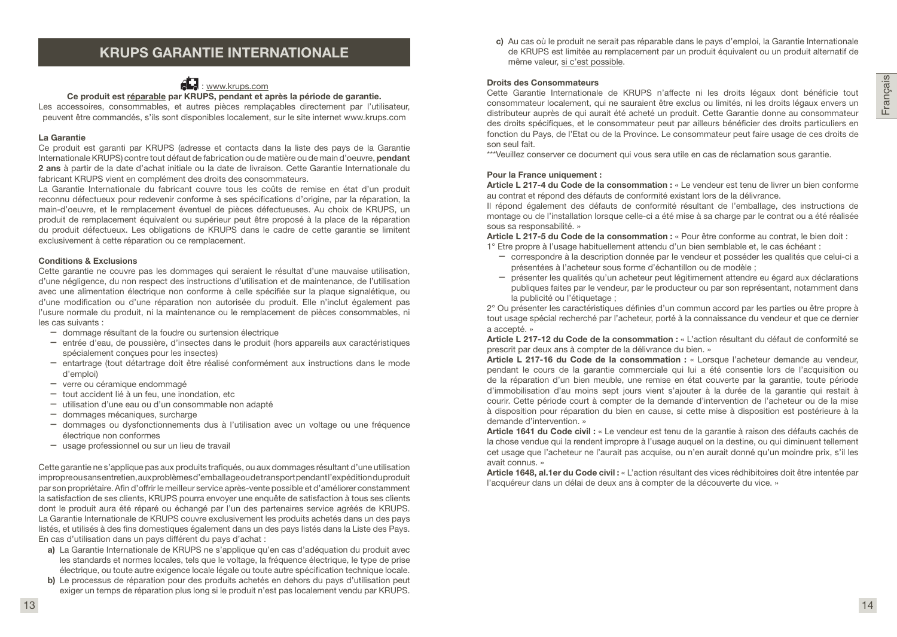# KRUPS GARANTIE INTERNATIONALE

: www.krups.com

**Ce produit est réparable par KRUPS, pendant et après la période de garantie.**

Les accessoires, consommables, et autres pièces remplaçables directement par l'utilisateur, peuvent être commandés, s'ils sont disponibles localement, sur le site internet www.krups.com

**La Garantie**

Ce produit est garanti par KRUPS (adresse et contacts dans la liste des pays de la Garantie Internationale KRUPS) contre tout défaut de fabrication ou de matière ou de main d'oeuvre, **pendant 2 ans** à partir de la date d'achat initiale ou la date de livraison. Cette Garantie Internationale du fabricant KRUPS vient en complément des droits des consommateurs.

La Garantie Internationale du fabricant couvre tous les coûts de remise en état d'un produit reconnu défectueux pour redevenir conforme à ses spécifications d'origine, par la réparation, la main-d'oeuvre, et le remplacement éventuel de pièces défectueuses. Au choix de KRUPS, un produit de remplacement équivalent ou supérieur peut être proposé à la place de la réparation du produit défectueux. Les obligations de KRUPS dans le cadre de cette garantie se limitent exclusivement à cette réparation ou ce remplacement.

**Conditions & Exclusions**

Cette garantie ne couvre pas les dommages qui seraient le résultat d'une mauvaise utilisation, d'une négligence, du non respect des instructions d'utilisation et de maintenance, de l'utilisation avec une alimentation électrique non conforme à celle spécifiée sur la plaque signalétique, ou d'une modification ou d'une réparation non autorisée du produit. Elle n'inclut également pas l'usure normale du produit, ni la maintenance ou le remplacement de pièces consommables, ni les cas suivants :

- dommage résultant de la foudre ou surtension électrique
- entrée d'eau, de poussière, d'insectes dans le produit (hors appareils aux caractéristiques spécialement conçues pour les insectes)
- entartrage (tout détartrage doit être réalisé conformément aux instructions dans le mode d'emploi)
- verre ou céramique endommagé
- tout accident lié à un feu, une inondation, etc
- utilisation d'une eau ou d'un consommable non adapté
- dommages mécaniques, surcharge
- dommages ou dysfonctionnements dus à l'utilisation avec un voltage ou une fréquence électrique non conformes
- usage professionnel ou sur un lieu de travail

Cette garantie ne s'applique pas aux produits trafiqués, ou aux dommages résultant d'une utilisation impropre ou sans entretien, aux problèmes d'emballage ou de transport pendant l'expédition du produit par son propriétaire. Afin d'offrir le meilleur service après-vente possible et d'améliorer constamment la satisfaction de ses clients, KRUPS pourra envoyer une enquête de satisfaction à tous ses clients dont le produit aura été réparé ou échangé par l'un des partenaires service agréés de KRUPS.

La Garantie Internationale de KRUPS couvre exclusivement les produits achetés dans un des pays listés, et utilisés à des fins domestiques également dans un des pays listés dans la Liste des Pays. En cas d'utilisation dans un pays différent du pays d'achat :

**a)** La Garantie Internationale de KRUPS ne s'applique qu'en cas d'adéquation du produit avec les standards et normes locales, tels que le voltage, la fréquence électrique, le type de prise électrique, ou toute autre exigence locale légale ou toute autre spécification technique locale.

**b)** Le processus de réparation pour des produits achetés en dehors du pays d'utilisation peut exiger un temps de réparation plus long si le produit n'est pas localement vendu par KRUPS.

**c)** Au cas où le produit ne serait pas réparable dans le pays d'emploi, la Garantie Internationale de KRUPS est limitée au remplacement par un produit équivalent ou un produit alternatif de même valeur, si c'est possible.

**Droits des Consommateurs**

Cette Garantie Internationale de KRUPS n'affecte ni les droits légaux dont bénéficie tout consommateur localement, qui ne sauraient être exclus ou limités, ni les droits légaux envers un distributeur auprès de qui aurait été acheté un produit. Cette Garantie donne au consommateur des droits spécifiques, et le consommateur peut par ailleurs bénéficier des droits particuliers en fonction du Pays, de l'Etat ou de la Province. Le consommateur peut faire usage de ces droits de son seul fait.

***Veuillez conserver ce document qui vous sera utile en cas de réclamation sous garantie.

**Pour la France uniquement :**

**Article L 217-4 du Code de la consommation :** « Le vendeur est tenu de livrer un bien conforme au contrat et répond des défauts de conformité existant lors de la délivrance.

Il répond également des défauts de conformité résultant de l'emballage, des instructions de montage ou de l'installation lorsque celle-ci a été mise à sa charge par le contrat ou a été réalisée sous sa responsabilité. »

**Article L 217-5 du Code de la consommation :** « Pour être conforme au contrat, le bien doit :

1° Etre propre à l'usage habituellement attendu d'un bien semblable et, le cas échéant :

- correspondre à la description donnée par le vendeur et posséder les qualités que celui-ci a présentées à l'acheteur sous forme d'échantillon ou de modèle ;
- présenter les qualités qu'un acheteur peut légitimement attendre eu égard aux déclarations publiques faites par le vendeur, par le producteur ou par son représentant, notamment dans la publicité ou l'étiquetage ;

2° Ou présenter les caractéristiques définies d'un commun accord par les parties ou être propre à tout usage spécial recherché par l'acheteur, porté à la connaissance du vendeur et que ce dernier a accepté. »

**Article L 217-12 du Code de la consommation :** « L'action résultant du défaut de conformité se prescrit par deux ans à compter de la délivrance du bien. »

**Article L 217-16 du Code de la consommation :** « Lorsque l'acheteur demande au vendeur, pendant le cours de la garantie commerciale qui lui a été consentie lors de l'acquisition ou de la réparation d'un bien meuble, une remise en état couverte par la garantie, toute période d'immobilisation d'au moins sept jours vient s'ajouter à la durée de la garantie qui restait à courir. Cette période court à compter de la demande d'intervention de l'acheteur ou de la mise à disposition pour réparation du bien en cause, si cette mise à disposition est postérieure à la demande d'intervention. »

**Article 1641 du Code civil :** « Le vendeur est tenu de la garantie à raison des défauts cachés de la chose vendue qui la rendent impropre à l'usage auquel on la destine, ou qui diminuent tellement cet usage que l'acheteur ne l'aurait pas acquise, ou n'en aurait donné qu'un moindre prix, s'il les avait connus. »

**Article 1648, al.1er du Code civil :** « L'action résultant des vices rédhibitoires doit être intentée par l'acquéreur dans un délai de deux ans à compter de la découverte du vice. »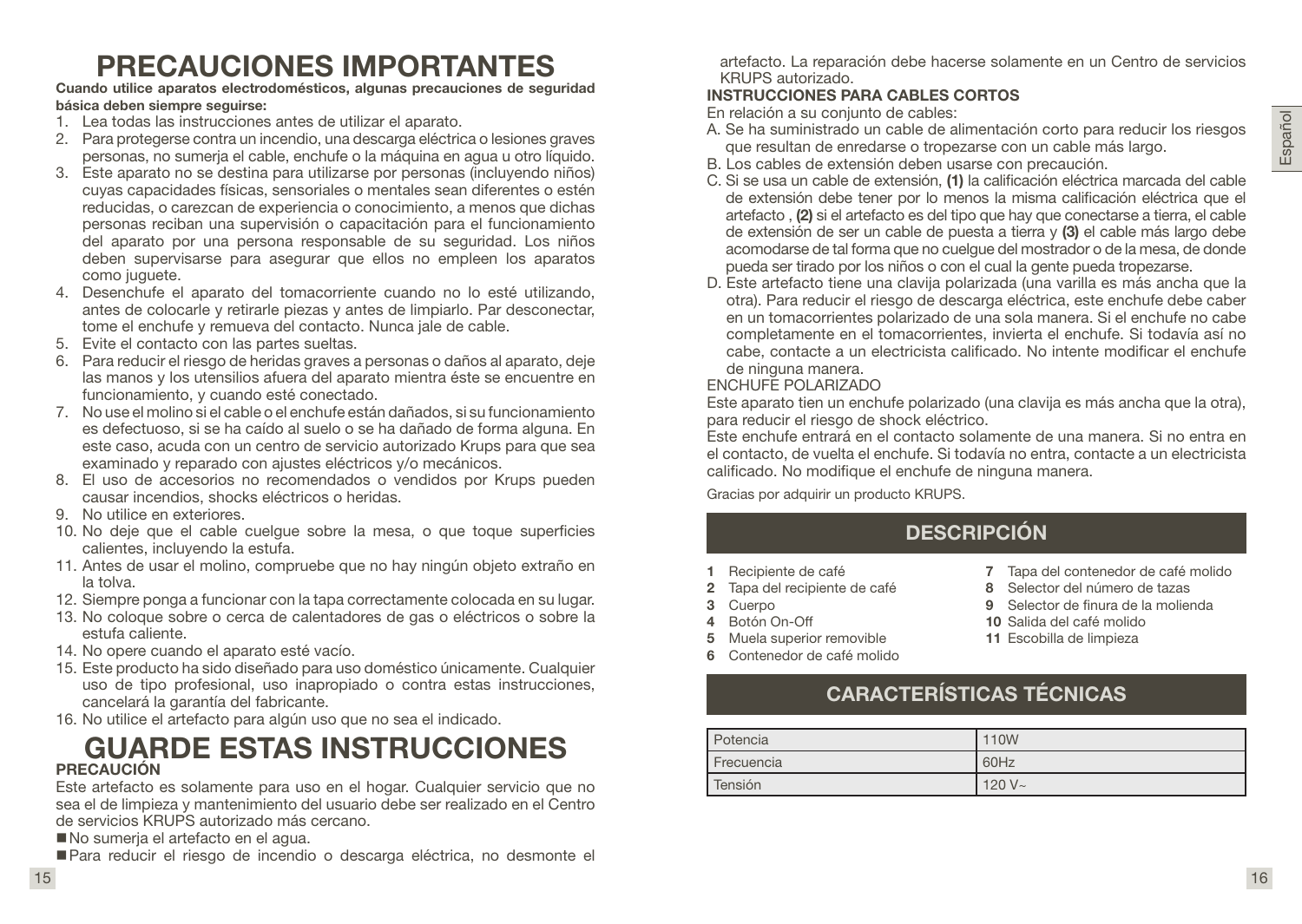# PRECAUCIONES IMPORTANTES

**Cuando utilice aparatos electrodomésticos, algunas precauciones de seguridad básica deben siempre seguirse:**

1. Lea todas las instrucciones antes de utilizar el aparato.
2. Para protegerse contra un incendio, una descarga eléctrica o lesiones graves personas, no sumerja el cable, enchufe o la máquina en agua u otro líquido.
3. Este aparato no se destina para utilizarse por personas (incluyendo niños) cuyas capacidades físicas, sensoriales o mentales sean diferentes o estén reducidas, o carezcan de experiencia o conocimiento, a menos que dichas personas reciban una supervisión o capacitación para el funcionamiento del aparato por una persona responsable de su seguridad. Los niños deben supervisarse para asegurar que ellos no empleen los aparatos como juguete.
4. Desenchufe el aparato del tomacorriente cuando no lo esté utilizando, antes de colocarle y retirarle piezas y antes de limpiarlo. Par desconectar, tome el enchufe y remueva del contacto. Nunca jale de cable.
5. Evite el contacto con las partes sueltas.
6. Para reducir el riesgo de heridas graves a personas o daños al aparato, deje las manos y los utensilios afuera del aparato mientra éste se encuentre en funcionamiento, y cuando esté conectado.
7. No use el molino si el cable o el enchufe están dañados, si su funcionamiento es defectuoso, si se ha caído al suelo o se ha dañado de forma alguna. En este caso, acuda con un centro de servicio autorizado Krups para que sea examinado y reparado con ajustes eléctricos y/o mecánicos.
8. El uso de accesorios no recomendados o vendidos por Krups pueden causar incendios, shocks eléctricos o heridas.
9. No utilice en exteriores.
10. No deje que el cable cuelgue sobre la mesa, o que toque superficies calientes, incluyendo la estufa.
11. Antes de usar el molino, compruebe que no hay ningún objeto extraño en la tolva.
12. Siempre ponga a funcionar con la tapa correctamente colocada en su lugar.
13. No coloque sobre o cerca de calentadores de gas o eléctricos o sobre la estufa caliente.
14. No opere cuando el aparato esté vacío.
15. Este producto ha sido diseñado para uso doméstico únicamente. Cualquier uso de tipo profesional, uso inapropiado o contra estas instrucciones, cancelará la garantía del fabricante.
16. No utilice el artefacto para algún uso que no sea el indicado.

# GUARDE ESTAS INSTRUCCIONES

**PRECAUCIÓN**

Este artefacto es solamente para uso en el hogar. Cualquier servicio que no sea el de limpieza y mantenimiento del usuario debe ser realizado en el Centro de servicios KRUPS autorizado más cercano.

- No sumerja el artefacto en el agua.
- Para reducir el riesgo de incendio o descarga eléctrica, no desmonte el artefacto. La reparación debe hacerse solamente en un Centro de servicios KRUPS autorizado.

**INSTRUCCIONES PARA CABLES CORTOS**

En relación a su conjunto de cables:

A. Se ha suministrado un cable de alimentación corto para reducir los riesgos que resultan de enredarse o tropezarse con un cable más largo.

B. Los cables de extensión deben usarse con precaución.

C. Si se usa un cable de extensión, **(1)** la calificación eléctrica marcada del cable de extensión debe tener por lo menos la misma calificación eléctrica que el artefacto , **(2)** si el artefacto es del tipo que hay que conectarse a tierra, el cable de extensión de ser un cable de puesta a tierra y **(3)** el cable más largo debe acomodarse de tal forma que no cuelgue del mostrador o de la mesa, de donde pueda ser tirado por los niños o con el cual la gente pueda tropezarse.

D. Este artefacto tiene una clavija polarizada (una varilla es más ancha que la otra). Para reducir el riesgo de descarga eléctrica, este enchufe debe caber en un tomacorrientes polarizado de una sola manera. Si el enchufe no cabe completamente en el tomacorrientes, invierta el enchufe. Si todavía así no cabe, contacte a un electricista calificado. No intente modificar el enchufe de ninguna manera.

ENCHUFE POLARIZADO

Este aparato tien un enchufe polarizado (una clavija es más ancha que la otra), para reducir el riesgo de shock eléctrico.

Este enchufe entrará en el contacto solamente de una manera. Si no entra en el contacto, de vuelta el enchufe. Si todavía no entra, contacte a un electricista calificado. No modifique el enchufe de ninguna manera.

Gracias por adquirir un producto KRUPS.

## DESCRIPCIÓN

1. Recipiente de café
2. Tapa del recipiente de café
3. Cuerpo
4. Botón On-Off
5. Muela superior removible
6. Contenedor de café molido
7. Tapa del contenedor de café molido
8. Selector del número de tazas
9. Selector de finura de la molienda
10. Salida del café molido
11. Escobilla de limpieza

## CARACTERÍSTICAS TÉCNICAS

| | |
|---|---|
| Potencia | 110W |
| Frecuencia | 60Hz |
| Tensión | 120 V~ |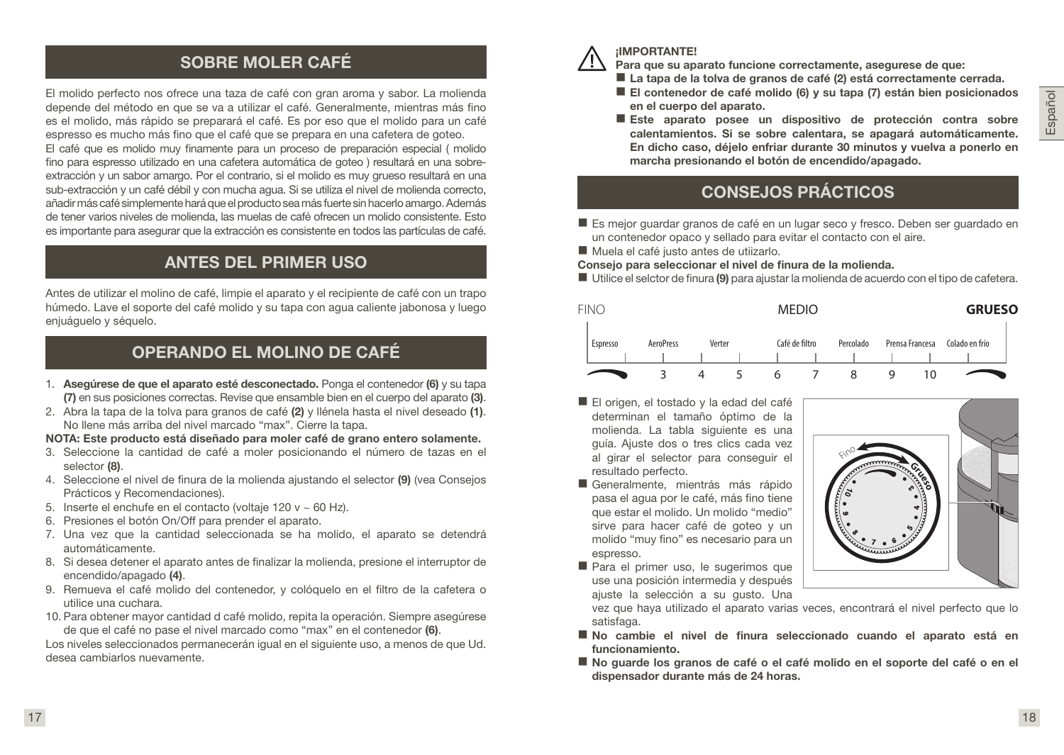## SOBRE MOLER CAFÉ

El molido perfecto nos ofrece una taza de café con gran aroma y sabor. La molienda depende del método en que se va a utilizar el café. Generalmente, mientras más fino es el molido, más rápido se preparará el café. Es por eso que el molido para un café espresso es mucho más fino que el café que se prepara en una cafetera de goteo.

El café que es molido muy finamente para un proceso de preparación especial ( molido fino para espresso utilizado en una cafetera automática de goteo ) resultará en una sobre-extracción y un sabor amargo. Por el contrario, si el molido es muy grueso resultará en una sub-extracción y un café débil y con mucha agua. Si se utiliza el nivel de molienda correcto, añadir más café simplemente hará que el producto sea más fuerte sin hacerlo amargo. Además de tener varios niveles de molienda, las muelas de café ofrecen un molido consistente. Esto es importante para asegurar que la extracción es consistente en todos las partículas de café.

## ANTES DEL PRIMER USO

Antes de utilizar el molino de café, limpie el aparato y el recipiente de café con un trapo húmedo. Lave el soporte del café molido y su tapa con agua caliente jabonosa y luego enjuáguelo y séquelo.

## OPERANDO EL MOLINO DE CAFÉ

1. **Asegúrese de que el aparato esté desconectado.** Ponga el contenedor **(6)** y su tapa **(7)** en sus posiciones correctas. Revise que ensamble bien en el cuerpo del aparato **(3)**.
2. Abra la tapa de la tolva para granos de café **(2)** y llénela hasta el nivel deseado **(1)**. No llene más arriba del nivel marcado "max". Cierre la tapa.

**NOTA: Este producto está diseñado para moler café de grano entero solamente.**

3. Seleccione la cantidad de café a moler posicionando el número de tazas en el selector **(8)**.
4. Seleccione el nivel de finura de la molienda ajustando el selector **(9)** (vea Consejos Prácticos y Recomendaciones).
5. Inserte el enchufe en el contacto (voltaje 120 v ~ 60 Hz).
6. Presiones el botón On/Off para prender el aparato.
7. Una vez que la cantidad seleccionada se ha molido, el aparato se detendrá automáticamente.
8. Si desea detener el aparato antes de finalizar la molienda, presione el interruptor de encendido/apagado **(4)**.
9. Remueva el café molido del contenedor, y colóquelo en el filtro de la cafetera o utilice una cuchara.
10. Para obtener mayor cantidad d café molido, repita la operación. Siempre asegúrese de que el café no pase el nivel marcado como "max" en el contenedor **(6)**.

Los niveles seleccionados permanecerán igual en el siguiente uso, a menos de que Ud. desea cambiarlos nuevamente.

**¡IMPORTANTE!**

**Para que su aparato funcione correctamente, asegurese de que:**

- **La tapa de la tolva de granos de café (2) está correctamente cerrada.**
- **El contenedor de café molido (6) y su tapa (7) están bien posicionados en el cuerpo del aparato.**
- **Este aparato posee un dispositivo de protección contra sobre calentamientos. Si se sobre calentara, se apagará automáticamente. En dicho caso, déjelo enfriar durante 30 minutos y vuelva a ponerlo en marcha presionando el botón de encendido/apagado.**

## CONSEJOS PRÁCTICOS

- Es mejor guardar granos de café en un lugar seco y fresco. Deben ser guardado en un contenedor opaco y sellado para evitar el contacto con el aire.
- Muela el café justo antes de utiizarlo.

**Consejo para seleccionar el nivel de finura de la molienda.**

- Utilice el selctor de finura **(9)** para ajustar la molienda de acuerdo con el tipo de cafetera.

FINO — MEDIO — **GRUESO**

| Espresso | AeroPress | Verter | Café de filtro | Percolado | Prensa Francesa | Colado en frío |
|---|---|---|---|---|---|---|

3 4 5 6 7 8 9 10

- El origen, el tostado y la edad del café determinan el tamaño óptimo de la molienda. La tabla siguiente es una guía. Ajuste dos o tres clics cada vez al girar el selector para conseguir el resultado perfecto.
- Generalmente, mientrás más rápido pasa el agua por el café, más fino tiene que estar el molido. Un molido "medio" sirve para hacer café de goteo y un molido "muy fino" es necesario para un espresso.
- Para el primer uso, le sugerimos que use una posición intermedia y después ajuste la selección a su gusto. Una vez que haya utilizado el aparato varias veces, encontrará el nivel perfecto que lo satisfaga.
- **No cambie el nivel de finura seleccionado cuando el aparato está en funcionamiento.**
- **No guarde los granos de café o el café molido en el soporte del café o en el dispensador durante más de 24 horas.**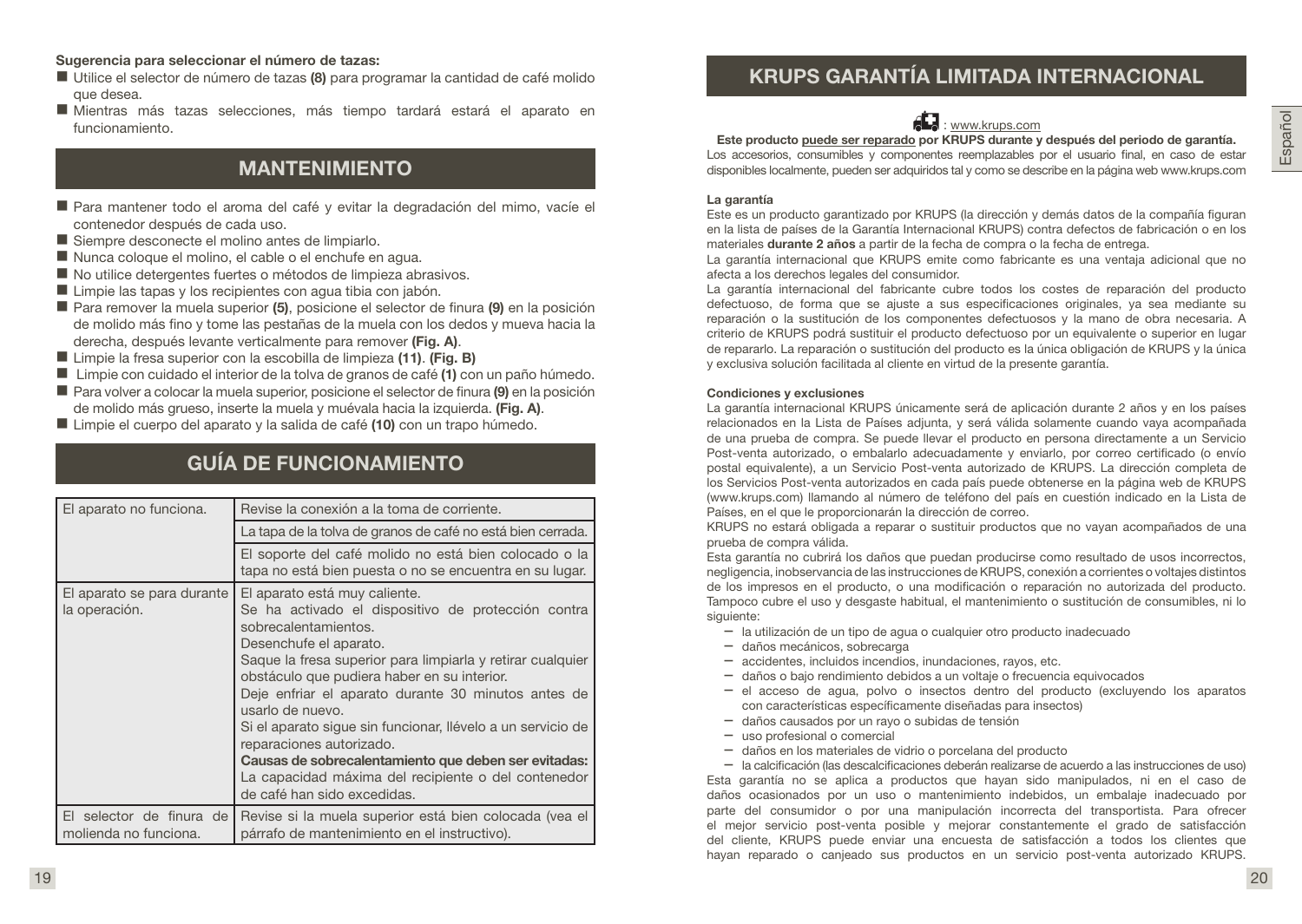**Sugerencia para seleccionar el número de tazas:**

- Utilice el selector de número de tazas **(8)** para programar la cantidad de café molido que desea.
- Mientras más tazas selecciones, más tiempo tardará estará el aparato en funcionamiento.

## MANTENIMIENTO

- Para mantener todo el aroma del café y evitar la degradación del mimo, vacíe el contenedor después de cada uso.
- Siempre desconecte el molino antes de limpiarlo.
- Nunca coloque el molino, el cable o el enchufe en agua.
- No utilice detergentes fuertes o métodos de limpieza abrasivos.
- Limpie las tapas y los recipientes con agua tibia con jabón.
- Para remover la muela superior **(5)**, posicione el selector de finura **(9)** en la posición de molido más fino y tome las pestañas de la muela con los dedos y mueva hacia la derecha, después levante verticalmente para remover **(Fig. A)**.
- Limpie la fresa superior con la escobilla de limpieza **(11)**. **(Fig. B)**
- Limpie con cuidado el interior de la tolva de granos de café **(1)** con un paño húmedo.
- Para volver a colocar la muela superior, posicione el selector de finura **(9)** en la posición de molido más grueso, inserte la muela y muévala hacia la izquierda. **(Fig. A)**.
- Limpie el cuerpo del aparato y la salida de café **(10)** con un trapo húmedo.

## GUÍA DE FUNCIONAMIENTO

| | |
|---|---|
| El aparato no funciona. | Revise la conexión a la toma de corriente. |
| | La tapa de la tolva de granos de café no está bien cerrada. |
| | El soporte del café molido no está bien colocado o la tapa no está bien puesta o no se encuentra en su lugar. |
| El aparato se para durante la operación. | El aparato está muy caliente.<br>Se ha activado el dispositivo de protección contra sobrecalentamientos.<br>Desenchufe el aparato.<br>Saque la fresa superior para limpiarla y retirar cualquier obstáculo que pudiera haber en su interior.<br>Deje enfriar el aparato durante 30 minutos antes de usarlo de nuevo.<br>Si el aparato sigue sin funcionar, llévelo a un servicio de reparaciones autorizado.<br>**Causas de sobrecalentamiento que deben ser evitadas:**<br>La capacidad máxima del recipiente o del contenedor de café han sido excedidas. |
| El selector de finura de molienda no funciona. | Revise si la muela superior está bien colocada (vea el párrafo de mantenimiento en el instructivo). |

## KRUPS GARANTÍA LIMITADA INTERNACIONAL

: www.krups.com

**Este producto puede ser reparado por KRUPS durante y después del periodo de garantía.**
Los accesorios, consumibles y componentes reemplazables por el usuario final, en caso de estar disponibles localmente, pueden ser adquiridos tal y como se describe en la página web www.krups.com

**La garantía**

Este es un producto garantizado por KRUPS (la dirección y demás datos de la compañía figuran en la lista de países de la Garantía Internacional KRUPS) contra defectos de fabricación o en los materiales **durante 2 años** a partir de la fecha de compra o la fecha de entrega.

La garantía internacional que KRUPS emite como fabricante es una ventaja adicional que no afecta a los derechos legales del consumidor.

La garantía internacional del fabricante cubre todos los costes de reparación del producto defectuoso, de forma que se ajuste a sus especificaciones originales, ya sea mediante su reparación o la sustitución de los componentes defectuosos y la mano de obra necesaria. A criterio de KRUPS podrá sustituir el producto defectuoso por un equivalente o superior en lugar de repararlo. La reparación o sustitución del producto es la única obligación de KRUPS y la única y exclusiva solución facilitada al cliente en virtud de la presente garantía.

**Condiciones y exclusiones**

La garantía internacional KRUPS únicamente será de aplicación durante 2 años y en los países relacionados en la Lista de Países adjunta, y será válida solamente cuando vaya acompañada de una prueba de compra. Se puede llevar el producto en persona directamente a un Servicio Post-venta autorizado, o embalarlo adecuadamente y enviarlo, por correo certificado (o envío postal equivalente), a un Servicio Post-venta autorizado de KRUPS. La dirección completa de los Servicios Post-venta autorizados en cada país puede obtenerse en la página web de KRUPS (www.krups.com) llamando al número de teléfono del país en cuestión indicado en la Lista de Países, en el que le proporcionarán la dirección de correo.

KRUPS no estará obligada a reparar o sustituir productos que no vayan acompañados de una prueba de compra válida.

Esta garantía no cubrirá los daños que puedan producirse como resultado de usos incorrectos, negligencia, inobservancia de las instrucciones de KRUPS, conexión a corrientes o voltajes distintos de los impresos en el producto, o una modificación o reparación no autorizada del producto. Tampoco cubre el uso y desgaste habitual, el mantenimiento o sustitución de consumibles, ni lo siguiente:

- la utilización de un tipo de agua o cualquier otro producto inadecuado
- daños mecánicos, sobrecarga
- accidentes, incluidos incendios, inundaciones, rayos, etc.
- daños o bajo rendimiento debidos a un voltaje o frecuencia equivocados
- el acceso de agua, polvo o insectos dentro del producto (excluyendo los aparatos con características específicamente diseñadas para insectos)
- daños causados por un rayo o subidas de tensión
- uso profesional o comercial
- daños en los materiales de vidrio o porcelana del producto
- la calcificación (las descalcificaciones deberán realizarse de acuerdo a las instrucciones de uso)

Esta garantía no se aplica a productos que hayan sido manipulados, ni en el caso de daños ocasionados por un uso o mantenimiento indebidos, un embalaje inadecuado por parte del consumidor o por una manipulación incorrecta del transportista. Para ofrecer el mejor servicio post-venta posible y mejorar constantemente el grado de satisfacción del cliente, KRUPS puede enviar una encuesta de satisfacción a todos los clientes que hayan reparado o canjeado sus productos en un servicio post-venta autorizado KRUPS.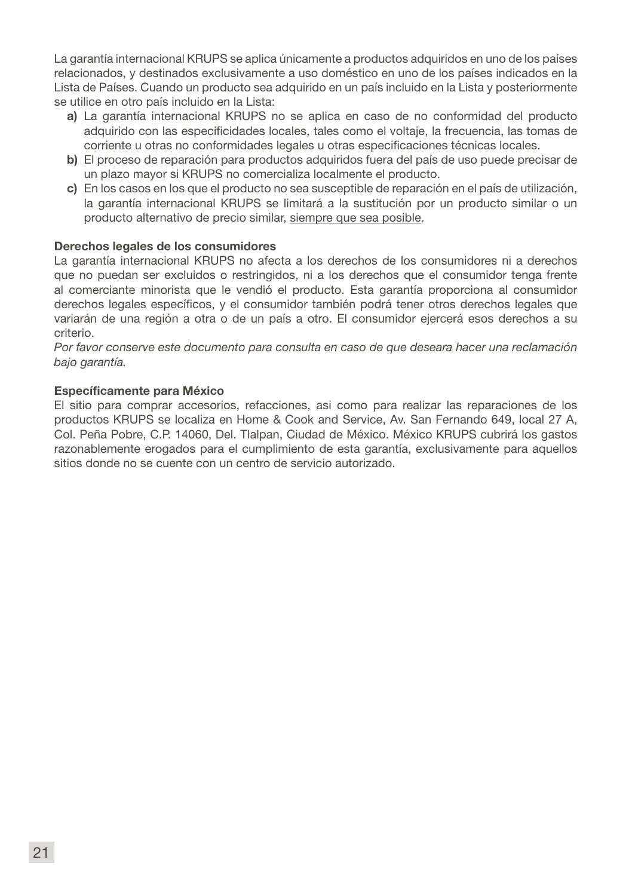La garantía internacional KRUPS se aplica únicamente a productos adquiridos en uno de los países relacionados, y destinados exclusivamente a uso doméstico en uno de los países indicados en la Lista de Países. Cuando un producto sea adquirido en un país incluido en la Lista y posteriormente se utilice en otro país incluido en la Lista:

**a)** La garantía internacional KRUPS no se aplica en caso de no conformidad del producto adquirido con las especificidades locales, tales como el voltaje, la frecuencia, las tomas de corriente u otras no conformidades legales u otras especificaciones técnicas locales.

**b)** El proceso de reparación para productos adquiridos fuera del país de uso puede precisar de un plazo mayor si KRUPS no comercializa localmente el producto.

**c)** En los casos en los que el producto no sea susceptible de reparación en el país de utilización, la garantía internacional KRUPS se limitará a la sustitución por un producto similar o un producto alternativo de precio similar, <u>siempre que sea posible</u>.

**Derechos legales de los consumidores**

La garantía internacional KRUPS no afecta a los derechos de los consumidores ni a derechos que no puedan ser excluidos o restringidos, ni a los derechos que el consumidor tenga frente al comerciante minorista que le vendió el producto. Esta garantía proporciona al consumidor derechos legales específicos, y el consumidor también podrá tener otros derechos legales que variarán de una región a otra o de un país a otro. El consumidor ejercerá esos derechos a su criterio.

*Por favor conserve este documento para consulta en caso de que deseara hacer una reclamación bajo garantía.*

**Específicamente para México**

El sitio para comprar accesorios, refacciones, asi como para realizar las reparaciones de los productos KRUPS se localiza en Home & Cook and Service, Av. San Fernando 649, local 27 A, Col. Peña Pobre, C.P. 14060, Del. Tlalpan, Ciudad de México. México KRUPS cubrirá los gastos razonablemente erogados para el cumplimiento de esta garantía, exclusivamente para aquellos sitios donde no se cuente con un centro de servicio autorizado.